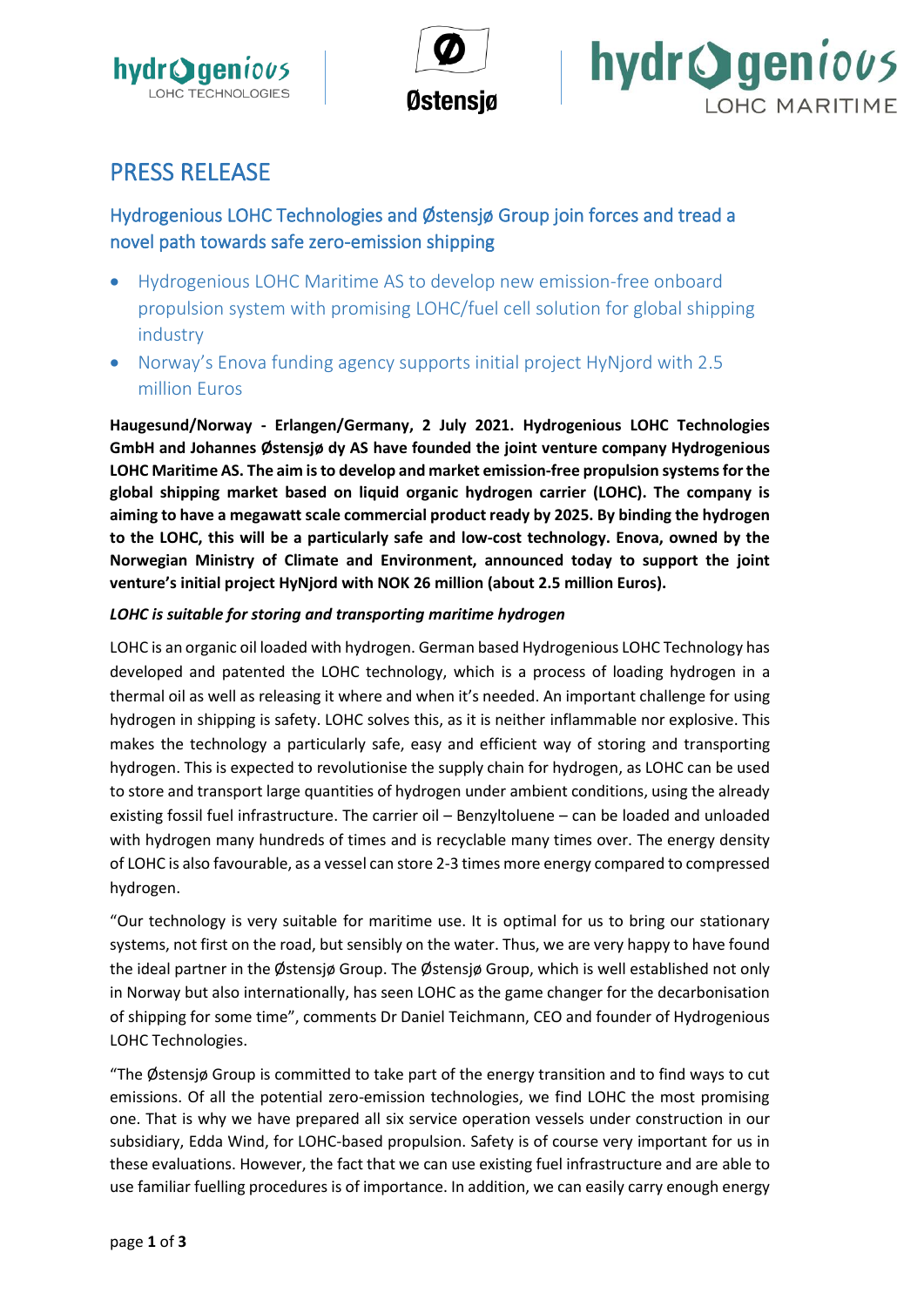# PRESS RELEASE

## Hydrogenious LOHC Technologies and Østensjø Group join forces and tread a novel path towards safe zero-emission shipping

- Hydrogenious LOHC Maritime AS to develop new emission-free onboard propulsion system with promising LOHC/fuel cell solution for global shipping industry
- Norway's Enova funding agency supports initial project HyNjord with 2.5 million Euros

**Haugesund/Norway - Erlangen/Germany, 2 July 2021. Hydrogenious LOHC Technologies GmbH and Johannes Østensjø dy AS have founded the joint venture company Hydrogenious LOHC Maritime AS. The aim is to develop and market emission-free propulsion systems for the global shipping market based on liquid organic hydrogen carrier (LOHC). The company is aiming to have a megawatt scale commercial product ready by 2025. By binding the hydrogen to the LOHC, this will be a particularly safe and low-cost technology. Enova, owned by the Norwegian Ministry of Climate and Environment, announced today to support the joint venture's initial project HyNjord with NOK 26 million (about 2.5 million Euros).**

***LOHC is suitable for storing and transporting maritime hydrogen***

LOHC is an organic oil loaded with hydrogen. German based Hydrogenious LOHC Technology has developed and patented the LOHC technology, which is a process of loading hydrogen in a thermal oil as well as releasing it where and when it's needed. An important challenge for using hydrogen in shipping is safety. LOHC solves this, as it is neither inflammable nor explosive. This makes the technology a particularly safe, easy and efficient way of storing and transporting hydrogen. This is expected to revolutionise the supply chain for hydrogen, as LOHC can be used to store and transport large quantities of hydrogen under ambient conditions, using the already existing fossil fuel infrastructure. The carrier oil – Benzyltoluene – can be loaded and unloaded with hydrogen many hundreds of times and is recyclable many times over. The energy density of LOHC is also favourable, as a vessel can store 2-3 times more energy compared to compressed hydrogen.

"Our technology is very suitable for maritime use. It is optimal for us to bring our stationary systems, not first on the road, but sensibly on the water. Thus, we are very happy to have found the ideal partner in the Østensjø Group. The Østensjø Group, which is well established not only in Norway but also internationally, has seen LOHC as the game changer for the decarbonisation of shipping for some time", comments Dr Daniel Teichmann, CEO and founder of Hydrogenious LOHC Technologies.

"The Østensjø Group is committed to take part of the energy transition and to find ways to cut emissions. Of all the potential zero-emission technologies, we find LOHC the most promising one. That is why we have prepared all six service operation vessels under construction in our subsidiary, Edda Wind, for LOHC-based propulsion. Safety is of course very important for us in these evaluations. However, the fact that we can use existing fuel infrastructure and are able to use familiar fuelling procedures is of importance. In addition, we can easily carry enough energy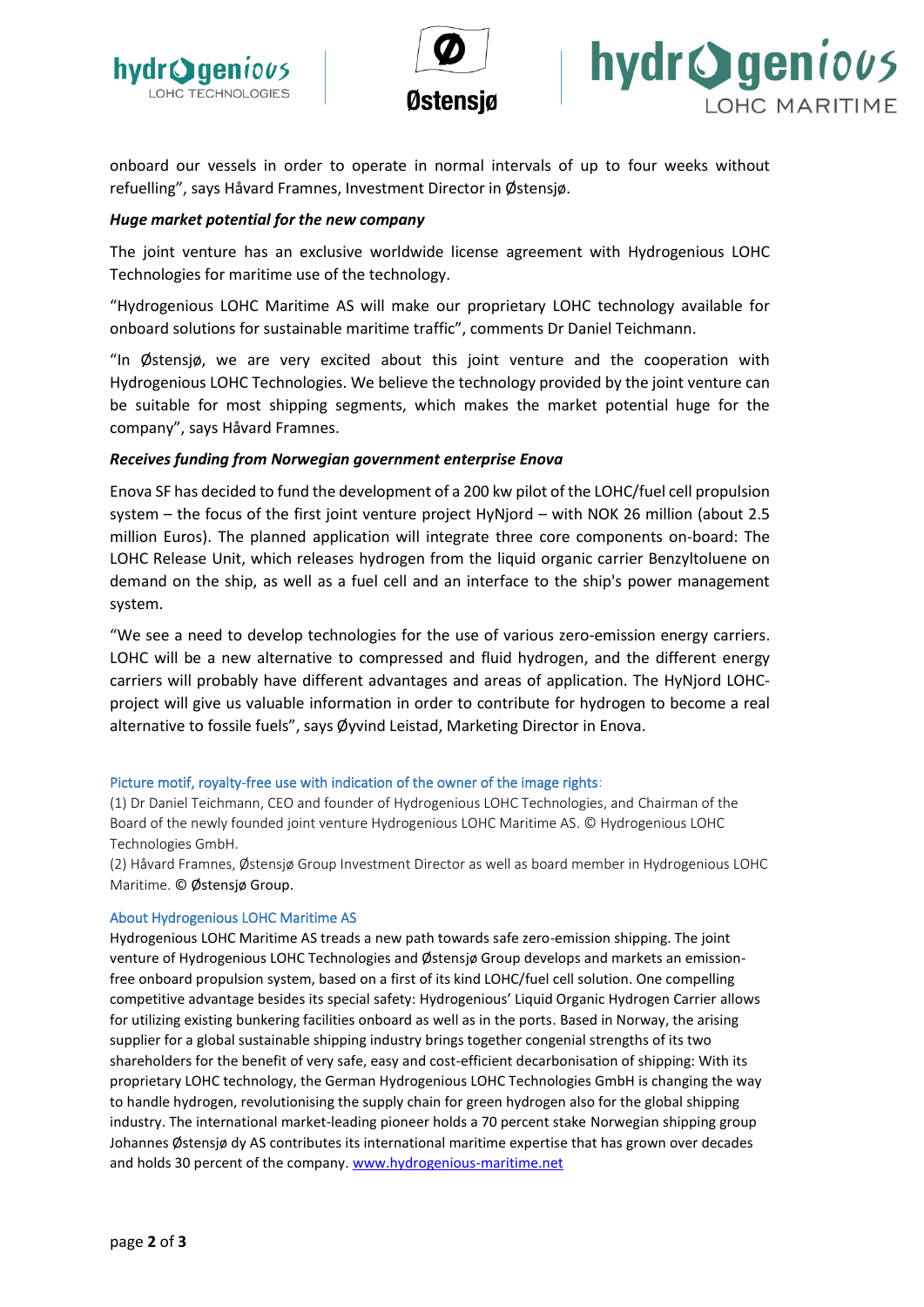onboard our vessels in order to operate in normal intervals of up to four weeks without refuelling", says Håvard Framnes, Investment Director in Østensjø.

***Huge market potential for the new company***

The joint venture has an exclusive worldwide license agreement with Hydrogenious LOHC Technologies for maritime use of the technology.

"Hydrogenious LOHC Maritime AS will make our proprietary LOHC technology available for onboard solutions for sustainable maritime traffic", comments Dr Daniel Teichmann.

"In Østensjø, we are very excited about this joint venture and the cooperation with Hydrogenious LOHC Technologies. We believe the technology provided by the joint venture can be suitable for most shipping segments, which makes the market potential huge for the company", says Håvard Framnes.

***Receives funding from Norwegian government enterprise Enova***

Enova SF has decided to fund the development of a 200 kw pilot of the LOHC/fuel cell propulsion system – the focus of the first joint venture project HyNjord – with NOK 26 million (about 2.5 million Euros). The planned application will integrate three core components on-board: The LOHC Release Unit, which releases hydrogen from the liquid organic carrier Benzyltoluene on demand on the ship, as well as a fuel cell and an interface to the ship's power management system.

"We see a need to develop technologies for the use of various zero-emission energy carriers. LOHC will be a new alternative to compressed and fluid hydrogen, and the different energy carriers will probably have different advantages and areas of application. The HyNjord LOHC-project will give us valuable information in order to contribute for hydrogen to become a real alternative to fossile fuels", says Øyvind Leistad, Marketing Director in Enova.

Picture motif, royalty-free use with indication of the owner of the image rights:

(1) Dr Daniel Teichmann, CEO and founder of Hydrogenious LOHC Technologies, and Chairman of the Board of the newly founded joint venture Hydrogenious LOHC Maritime AS. © Hydrogenious LOHC Technologies GmbH.

(2) Håvard Framnes, Østensjø Group Investment Director as well as board member in Hydrogenious LOHC Maritime. © Østensjø Group.

About Hydrogenious LOHC Maritime AS

Hydrogenious LOHC Maritime AS treads a new path towards safe zero-emission shipping. The joint venture of Hydrogenious LOHC Technologies and Østensjø Group develops and markets an emission-free onboard propulsion system, based on a first of its kind LOHC/fuel cell solution. One compelling competitive advantage besides its special safety: Hydrogenious' Liquid Organic Hydrogen Carrier allows for utilizing existing bunkering facilities onboard as well as in the ports. Based in Norway, the arising supplier for a global sustainable shipping industry brings together congenial strengths of its two shareholders for the benefit of very safe, easy and cost-efficient decarbonisation of shipping: With its proprietary LOHC technology, the German Hydrogenious LOHC Technologies GmbH is changing the way to handle hydrogen, revolutionising the supply chain for green hydrogen also for the global shipping industry. The international market-leading pioneer holds a 70 percent stake Norwegian shipping group Johannes Østensjø dy AS contributes its international maritime expertise that has grown over decades and holds 30 percent of the company. www.hydrogenious-maritime.net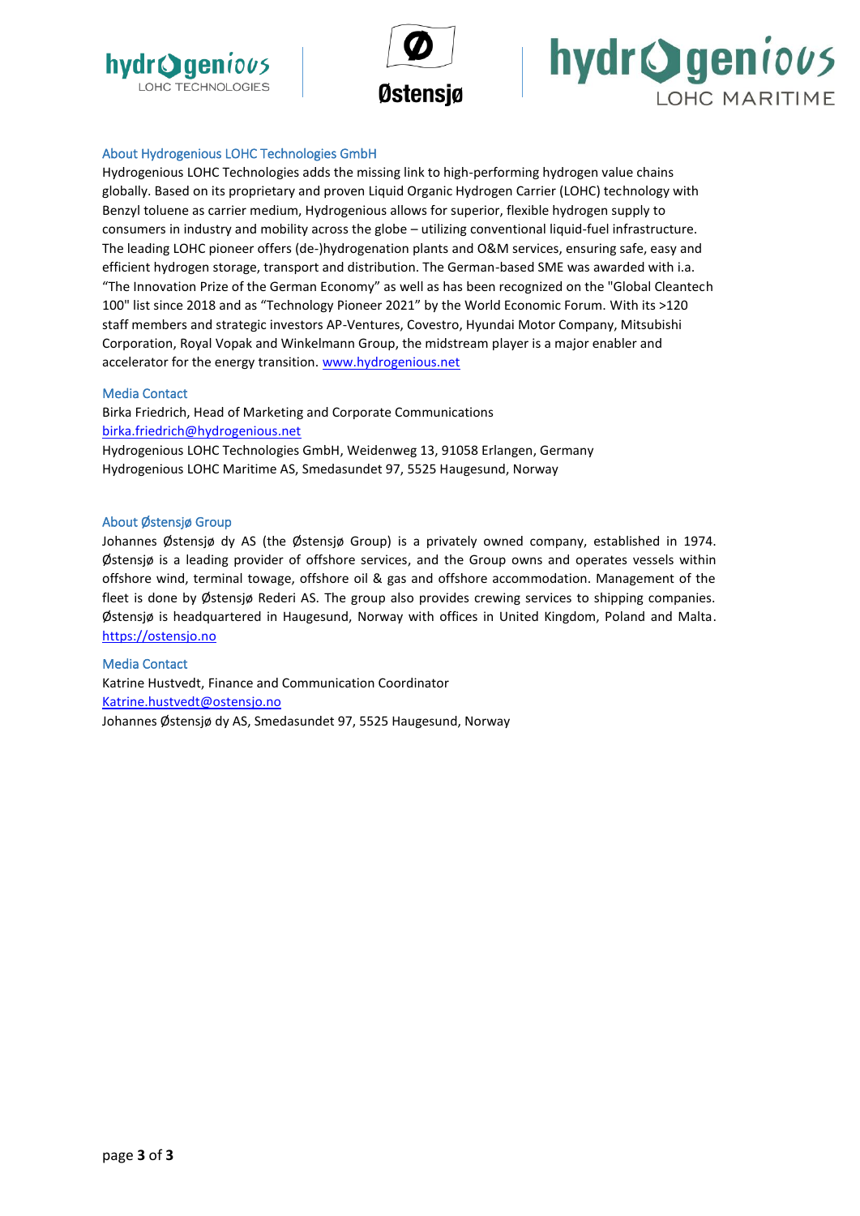### About Hydrogenious LOHC Technologies GmbH

Hydrogenious LOHC Technologies adds the missing link to high-performing hydrogen value chains globally. Based on its proprietary and proven Liquid Organic Hydrogen Carrier (LOHC) technology with Benzyl toluene as carrier medium, Hydrogenious allows for superior, flexible hydrogen supply to consumers in industry and mobility across the globe – utilizing conventional liquid-fuel infrastructure. The leading LOHC pioneer offers (de-)hydrogenation plants and O&M services, ensuring safe, easy and efficient hydrogen storage, transport and distribution. The German-based SME was awarded with i.a. "The Innovation Prize of the German Economy" as well as has been recognized on the "Global Cleantech 100" list since 2018 and as "Technology Pioneer 2021" by the World Economic Forum. With its >120 staff members and strategic investors AP-Ventures, Covestro, Hyundai Motor Company, Mitsubishi Corporation, Royal Vopak and Winkelmann Group, the midstream player is a major enabler and accelerator for the energy transition. [www.hydrogenious.net](http://www.hydrogenious.net)

### Media Contact

Birka Friedrich, Head of Marketing and Corporate Communications
[birka.friedrich@hydrogenious.net](mailto:birka.friedrich@hydrogenious.net)
Hydrogenious LOHC Technologies GmbH, Weidenweg 13, 91058 Erlangen, Germany
Hydrogenious LOHC Maritime AS, Smedasundet 97, 5525 Haugesund, Norway

### About Østensjø Group

Johannes Østensjø dy AS (the Østensjø Group) is a privately owned company, established in 1974. Østensjø is a leading provider of offshore services, and the Group owns and operates vessels within offshore wind, terminal towage, offshore oil & gas and offshore accommodation. Management of the fleet is done by Østensjø Rederi AS. The group also provides crewing services to shipping companies. Østensjø is headquartered in Haugesund, Norway with offices in United Kingdom, Poland and Malta. [https://ostensjo.no](https://ostensjo.no)

### Media Contact

Katrine Hustvedt, Finance and Communication Coordinator
[Katrine.hustvedt@ostensjo.no](mailto:Katrine.hustvedt@ostensjo.no)
Johannes Østensjø dy AS, Smedasundet 97, 5525 Haugesund, Norway